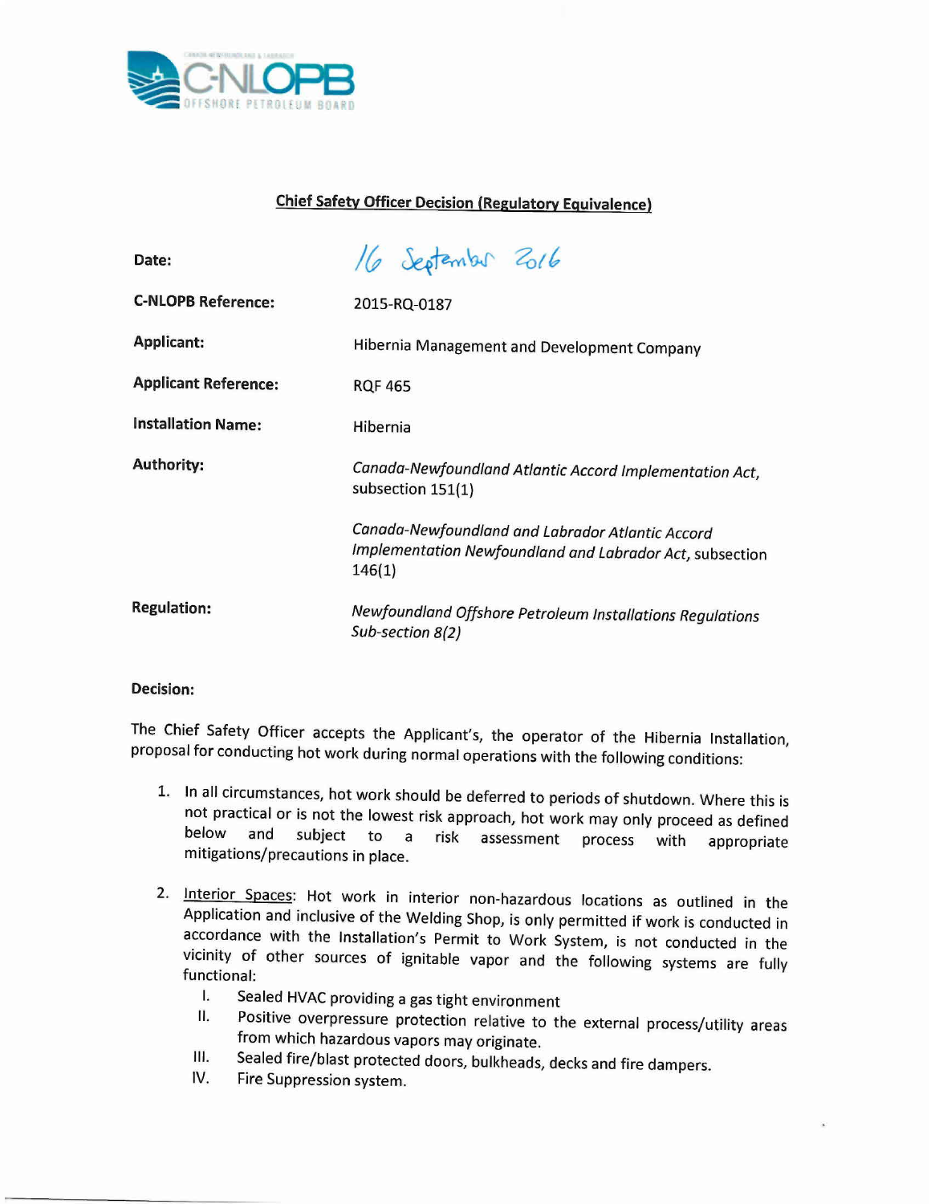C-NLOPB

CANADA-NEWFOUNDLAND & LABRADOR OFFSHORE PETROLEUM BOARD

## Chief Safety Officer Decision (Regulatory Equivalence)

| | |
|---|---|
| **Date:** | 16 September 2016 |
| **C-NLOPB Reference:** | 2015-RQ-0187 |
| **Applicant:** | Hibernia Management and Development Company |
| **Applicant Reference:** | RQF 465 |
| **Installation Name:** | Hibernia |
| **Authority:** | *Canada-Newfoundland Atlantic Accord Implementation Act*, subsection 151(1)<br><br>*Canada-Newfoundland and Labrador Atlantic Accord Implementation Newfoundland and Labrador Act*, subsection 146(1) |
| **Regulation:** | *Newfoundland Offshore Petroleum Installations Regulations Sub-section 8(2)* |

**Decision:**

The Chief Safety Officer accepts the Applicant's, the operator of the Hibernia Installation, proposal for conducting hot work during normal operations with the following conditions:

1. In all circumstances, hot work should be deferred to periods of shutdown. Where this is not practical or is not the lowest risk approach, hot work may only proceed as defined below and subject to a risk assessment process with appropriate mitigations/precautions in place.

2. Interior Spaces: Hot work in interior non-hazardous locations as outlined in the Application and inclusive of the Welding Shop, is only permitted if work is conducted in accordance with the Installation's Permit to Work System, is not conducted in the vicinity of other sources of ignitable vapor and the following systems are fully functional:
   I. Sealed HVAC providing a gas tight environment
   II. Positive overpressure protection relative to the external process/utility areas from which hazardous vapors may originate.
   III. Sealed fire/blast protected doors, bulkheads, decks and fire dampers.
   IV. Fire Suppression system.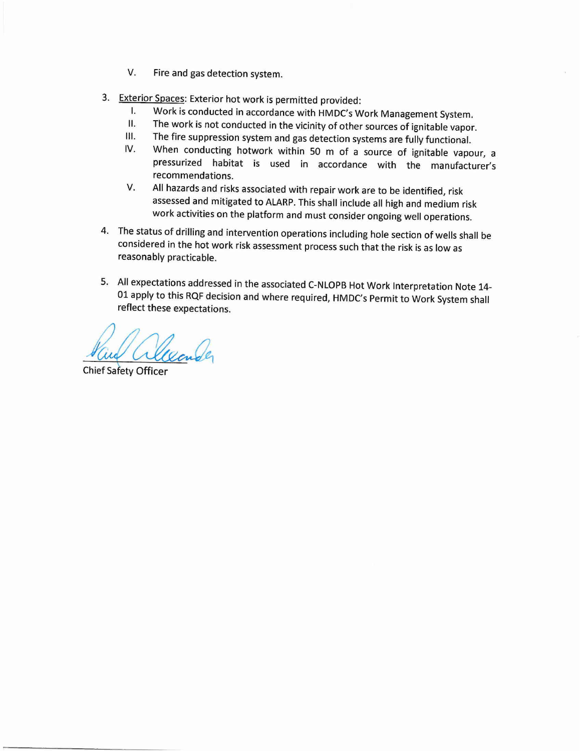V. Fire and gas detection system.

3. <u>Exterior Spaces</u>: Exterior hot work is permitted provided:
   I. Work is conducted in accordance with HMDC's Work Management System.
   II. The work is not conducted in the vicinity of other sources of ignitable vapor.
   III. The fire suppression system and gas detection systems are fully functional.
   IV. When conducting hotwork within 50 m of a source of ignitable vapour, a pressurized habitat is used in accordance with the manufacturer's recommendations.
   V. All hazards and risks associated with repair work are to be identified, risk assessed and mitigated to ALARP. This shall include all high and medium risk work activities on the platform and must consider ongoing well operations.

4. The status of drilling and intervention operations including hole section of wells shall be considered in the hot work risk assessment process such that the risk is as low as reasonably practicable.

5. All expectations addressed in the associated C-NLOPB Hot Work Interpretation Note 14-01 apply to this RQF decision and where required, HMDC's Permit to Work System shall reflect these expectations.

Chief Safety Officer